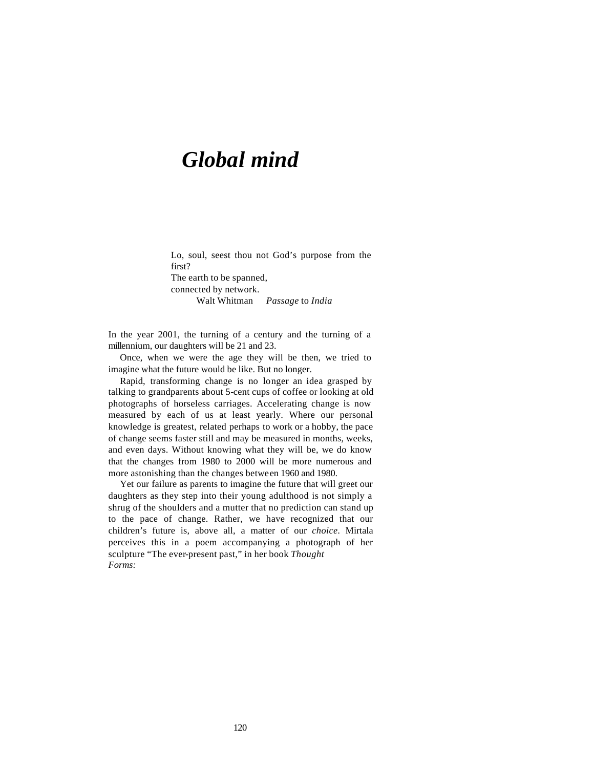# *Global mind*

> Lo, soul, seest thou not God's purpose from the first?
> The earth to be spanned,
> connected by network.
>
> Walt Whitman *Passage* to *India*

In the year 2001, the turning of a century and the turning of a millennium, our daughters will be 21 and 23.

Once, when we were the age they will be then, we tried to imagine what the future would be like. But no longer.

Rapid, transforming change is no longer an idea grasped by talking to grandparents about 5-cent cups of coffee or looking at old photographs of horseless carriages. Accelerating change is now measured by each of us at least yearly. Where our personal knowledge is greatest, related perhaps to work or a hobby, the pace of change seems faster still and may be measured in months, weeks, and even days. Without knowing what they will be, we do know that the changes from 1980 to 2000 will be more numerous and more astonishing than the changes between 1960 and 1980.

Yet our failure as parents to imagine the future that will greet our daughters as they step into their young adulthood is not simply a shrug of the shoulders and a mutter that no prediction can stand up to the pace of change. Rather, we have recognized that our children's future is, above all, a matter of our *choice*. Mirtala perceives this in a poem accompanying a photograph of her sculpture "The ever-present past," in her book *Thought Forms:*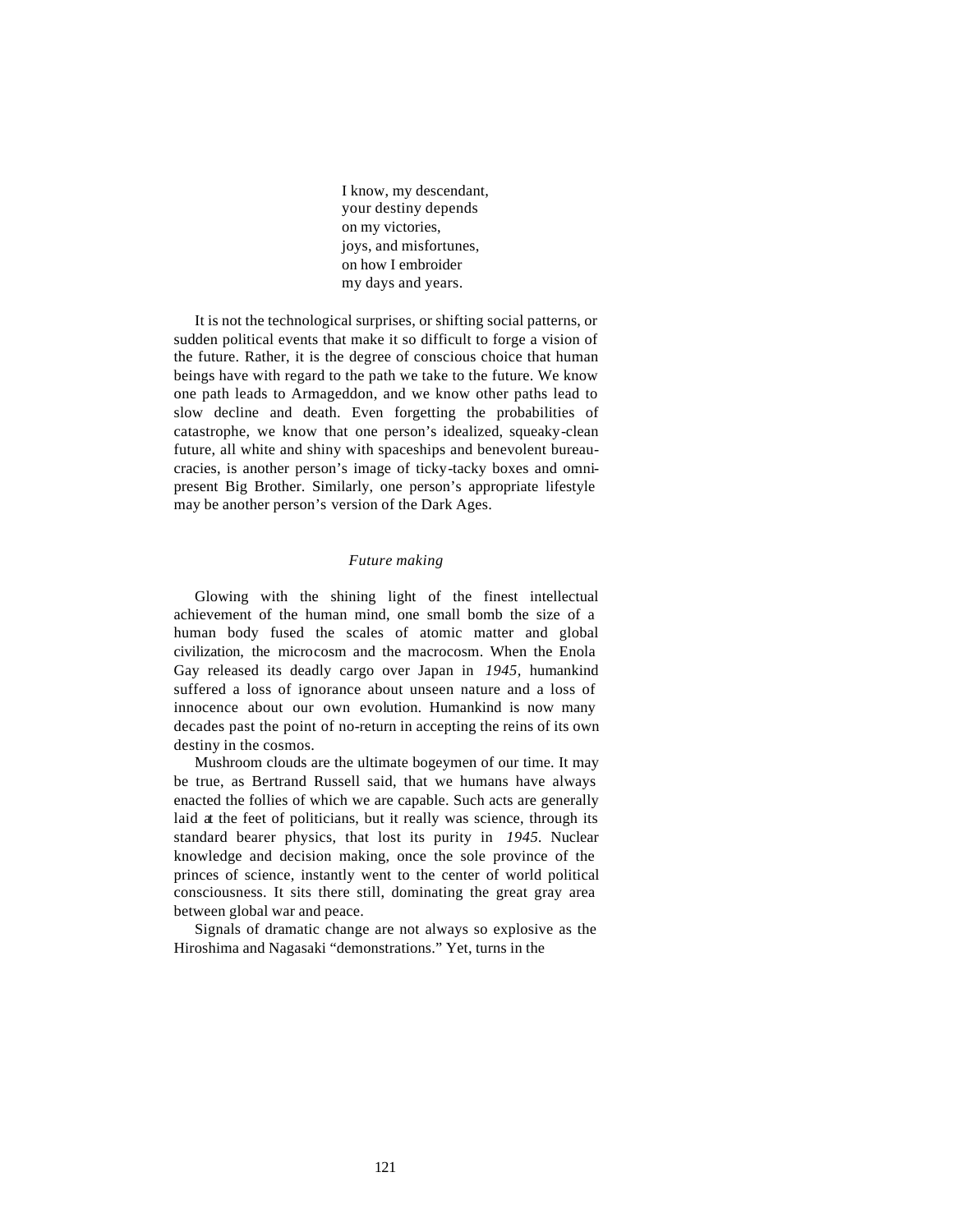I know, my descendant,  
your destiny depends  
on my victories,  
joys, and misfortunes,  
on how I embroider  
my days and years.

It is not the technological surprises, or shifting social patterns, or sudden political events that make it so difficult to forge a vision of the future. Rather, it is the degree of conscious choice that human beings have with regard to the path we take to the future. We know one path leads to Armageddon, and we know other paths lead to slow decline and death. Even forgetting the probabilities of catastrophe, we know that one person's idealized, squeaky-clean future, all white and shiny with spaceships and benevolent bureaucracies, is another person's image of ticky-tacky boxes and omnipresent Big Brother. Similarly, one person's appropriate lifestyle may be another person's version of the Dark Ages.

### *Future making*

Glowing with the shining light of the finest intellectual achievement of the human mind, one small bomb the size of a human body fused the scales of atomic matter and global civilization, the microcosm and the macrocosm. When the Enola Gay released its deadly cargo over Japan in *1945*, humankind suffered a loss of ignorance about unseen nature and a loss of innocence about our own evolution. Humankind is now many decades past the point of no-return in accepting the reins of its own destiny in the cosmos.

Mushroom clouds are the ultimate bogeymen of our time. It may be true, as Bertrand Russell said, that we humans have always enacted the follies of which we are capable. Such acts are generally laid at the feet of politicians, but it really was science, through its standard bearer physics, that lost its purity in *1945*. Nuclear knowledge and decision making, once the sole province of the princes of science, instantly went to the center of world political consciousness. It sits there still, dominating the great gray area between global war and peace.

Signals of dramatic change are not always so explosive as the Hiroshima and Nagasaki "demonstrations." Yet, turns in the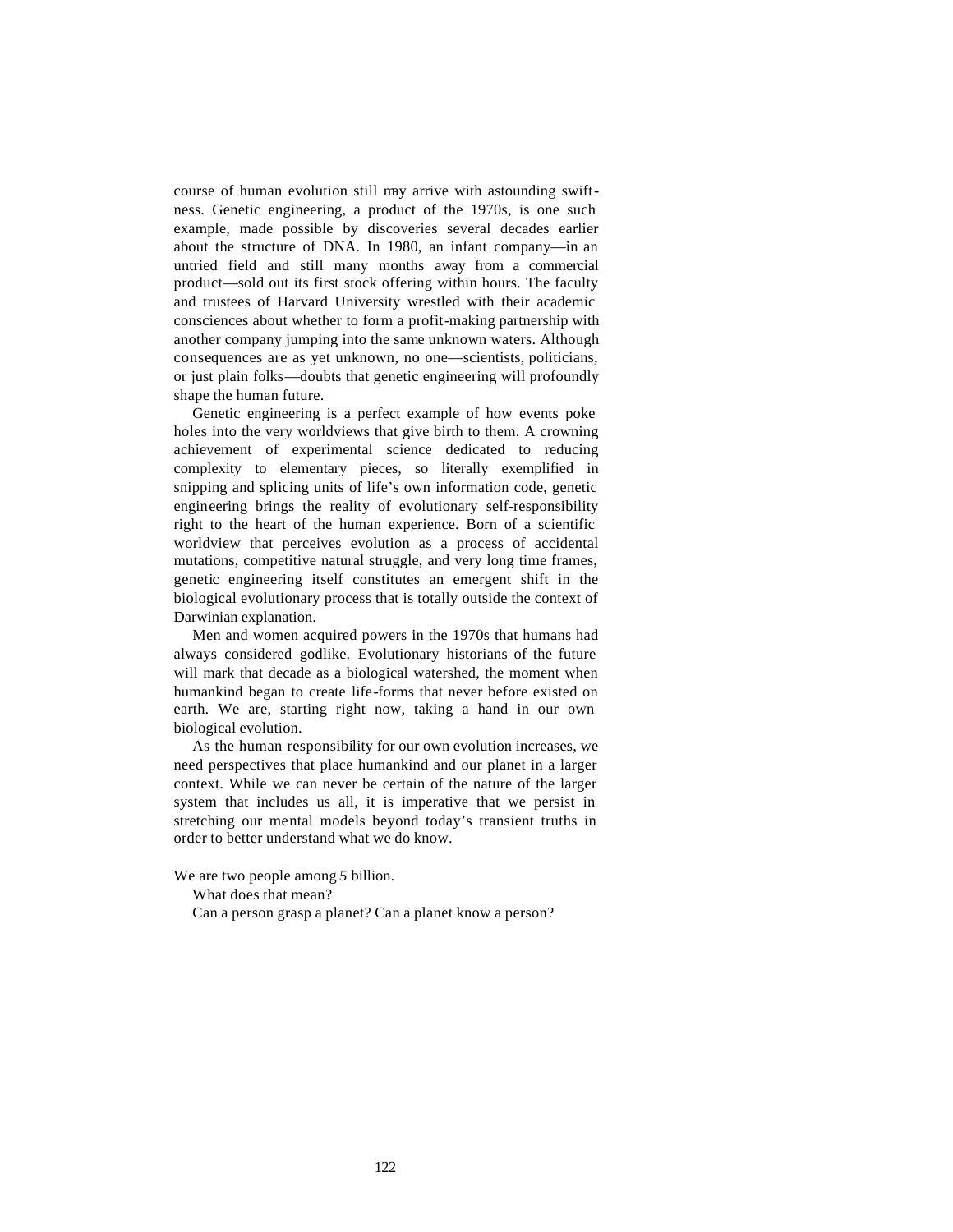course of human evolution still may arrive with astounding swiftness. Genetic engineering, a product of the 1970s, is one such example, made possible by discoveries several decades earlier about the structure of DNA. In 1980, an infant company—in an untried field and still many months away from a commercial product—sold out its first stock offering within hours. The faculty and trustees of Harvard University wrestled with their academic consciences about whether to form a profit-making partnership with another company jumping into the same unknown waters. Although consequences are as yet unknown, no one—scientists, politicians, or just plain folks—doubts that genetic engineering will profoundly shape the human future.

Genetic engineering is a perfect example of how events poke holes into the very worldviews that give birth to them. A crowning achievement of experimental science dedicated to reducing complexity to elementary pieces, so literally exemplified in snipping and splicing units of life's own information code, genetic engineering brings the reality of evolutionary self-responsibility right to the heart of the human experience. Born of a scientific worldview that perceives evolution as a process of accidental mutations, competitive natural struggle, and very long time frames, genetic engineering itself constitutes an emergent shift in the biological evolutionary process that is totally outside the context of Darwinian explanation.

Men and women acquired powers in the 1970s that humans had always considered godlike. Evolutionary historians of the future will mark that decade as a biological watershed, the moment when humankind began to create life-forms that never before existed on earth. We are, starting right now, taking a hand in our own biological evolution.

As the human responsibility for our own evolution increases, we need perspectives that place humankind and our planet in a larger context. While we can never be certain of the nature of the larger system that includes us all, it is imperative that we persist in stretching our mental models beyond today's transient truths in order to better understand what we do know.

We are two people among 5 billion.

What does that mean?

Can a person grasp a planet? Can a planet know a person?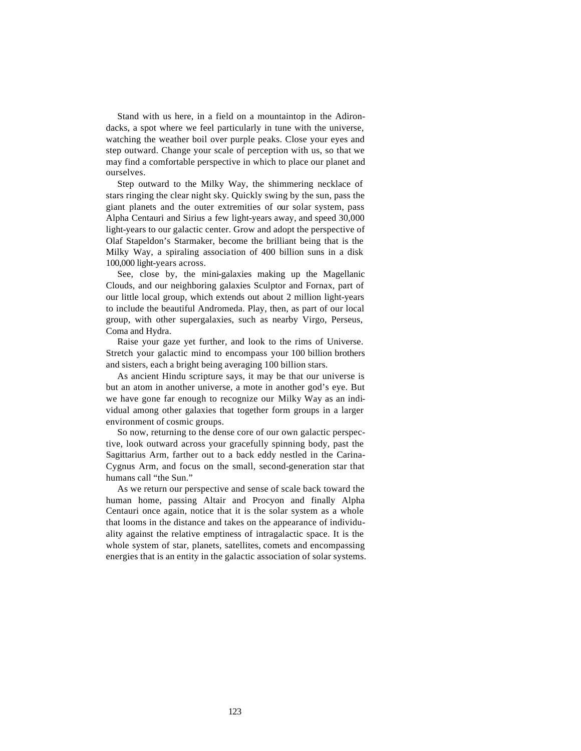Stand with us here, in a field on a mountaintop in the Adirondacks, a spot where we feel particularly in tune with the universe, watching the weather boil over purple peaks. Close your eyes and step outward. Change your scale of perception with us, so that we may find a comfortable perspective in which to place our planet and ourselves.

Step outward to the Milky Way, the shimmering necklace of stars ringing the clear night sky. Quickly swing by the sun, pass the giant planets and the outer extremities of our solar system, pass Alpha Centauri and Sirius a few light-years away, and speed 30,000 light-years to our galactic center. Grow and adopt the perspective of Olaf Stapeldon's Starmaker, become the brilliant being that is the Milky Way, a spiraling association of 400 billion suns in a disk 100,000 light-years across.

See, close by, the mini-galaxies making up the Magellanic Clouds, and our neighboring galaxies Sculptor and Fornax, part of our little local group, which extends out about 2 million light-years to include the beautiful Andromeda. Play, then, as part of our local group, with other supergalaxies, such as nearby Virgo, Perseus, Coma and Hydra.

Raise your gaze yet further, and look to the rims of Universe. Stretch your galactic mind to encompass your 100 billion brothers and sisters, each a bright being averaging 100 billion stars.

As ancient Hindu scripture says, it may be that our universe is but an atom in another universe, a mote in another god's eye. But we have gone far enough to recognize our Milky Way as an individual among other galaxies that together form groups in a larger environment of cosmic groups.

So now, returning to the dense core of our own galactic perspective, look outward across your gracefully spinning body, past the Sagittarius Arm, farther out to a back eddy nestled in the Carina-Cygnus Arm, and focus on the small, second-generation star that humans call "the Sun."

As we return our perspective and sense of scale back toward the human home, passing Altair and Procyon and finally Alpha Centauri once again, notice that it is the solar system as a whole that looms in the distance and takes on the appearance of individuality against the relative emptiness of intragalactic space. It is the whole system of star, planets, satellites, comets and encompassing energies that is an entity in the galactic association of solar systems.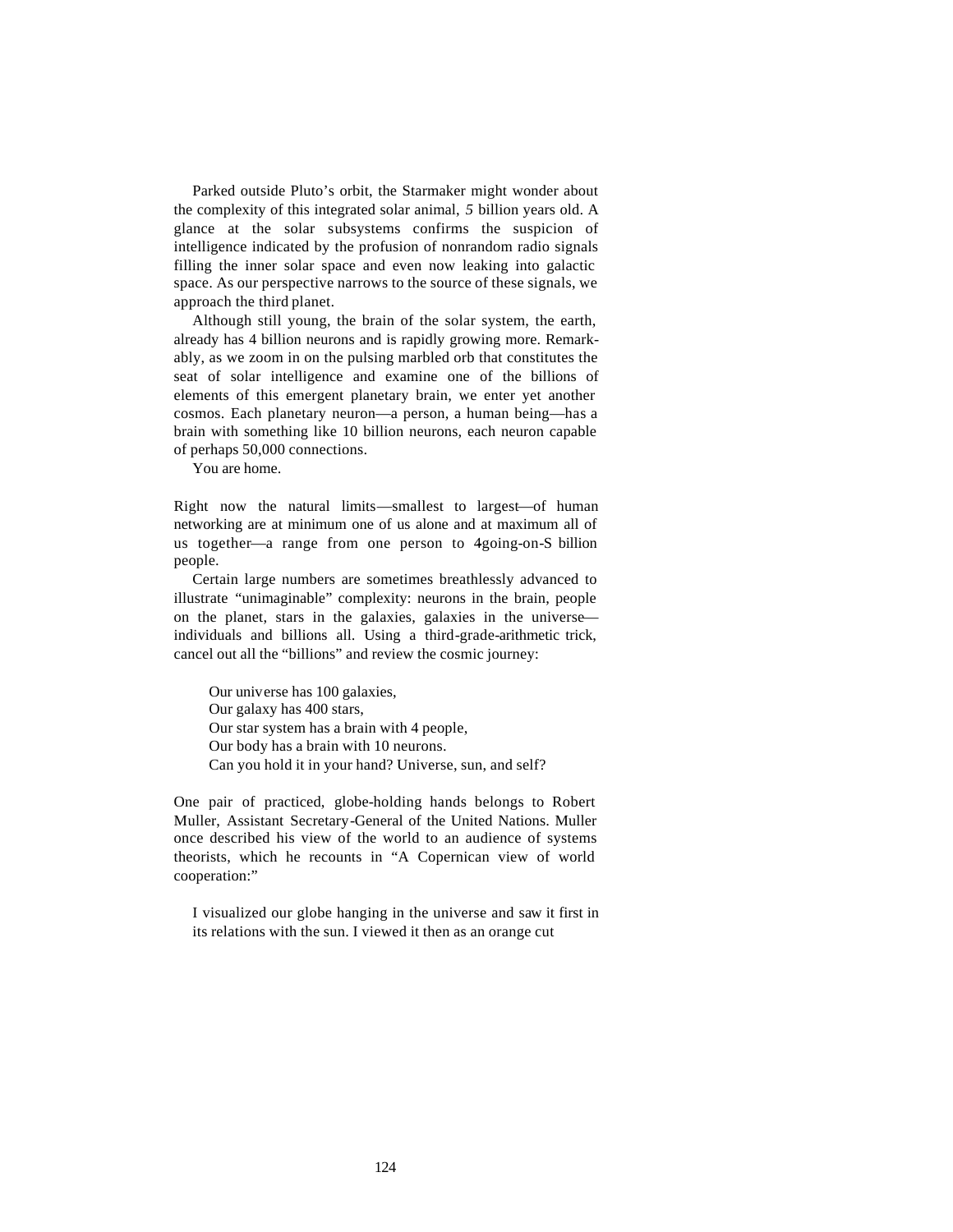Parked outside Pluto's orbit, the Starmaker might wonder about the complexity of this integrated solar animal, *5* billion years old. A glance at the solar subsystems confirms the suspicion of intelligence indicated by the profusion of nonrandom radio signals filling the inner solar space and even now leaking into galactic space. As our perspective narrows to the source of these signals, we approach the third planet.

Although still young, the brain of the solar system, the earth, already has 4 billion neurons and is rapidly growing more. Remarkably, as we zoom in on the pulsing marbled orb that constitutes the seat of solar intelligence and examine one of the billions of elements of this emergent planetary brain, we enter yet another cosmos. Each planetary neuron—a person, a human being—has a brain with something like 10 billion neurons, each neuron capable of perhaps 50,000 connections.

You are home.

Right now the natural limits—smallest to largest—of human networking are at minimum one of us alone and at maximum all of us together—a range from one person to 4going-on-S billion people.

Certain large numbers are sometimes breathlessly advanced to illustrate "unimaginable" complexity: neurons in the brain, people on the planet, stars in the galaxies, galaxies in the universe—individuals and billions all. Using a third-grade-arithmetic trick, cancel out all the "billions" and review the cosmic journey:

> Our universe has 100 galaxies,
> Our galaxy has 400 stars,
> Our star system has a brain with 4 people,
> Our body has a brain with 10 neurons.
> Can you hold it in your hand? Universe, sun, and self?

One pair of practiced, globe-holding hands belongs to Robert Muller, Assistant Secretary-General of the United Nations. Muller once described his view of the world to an audience of systems theorists, which he recounts in "A Copernican view of world cooperation:"

> I visualized our globe hanging in the universe and saw it first in its relations with the sun. I viewed it then as an orange cut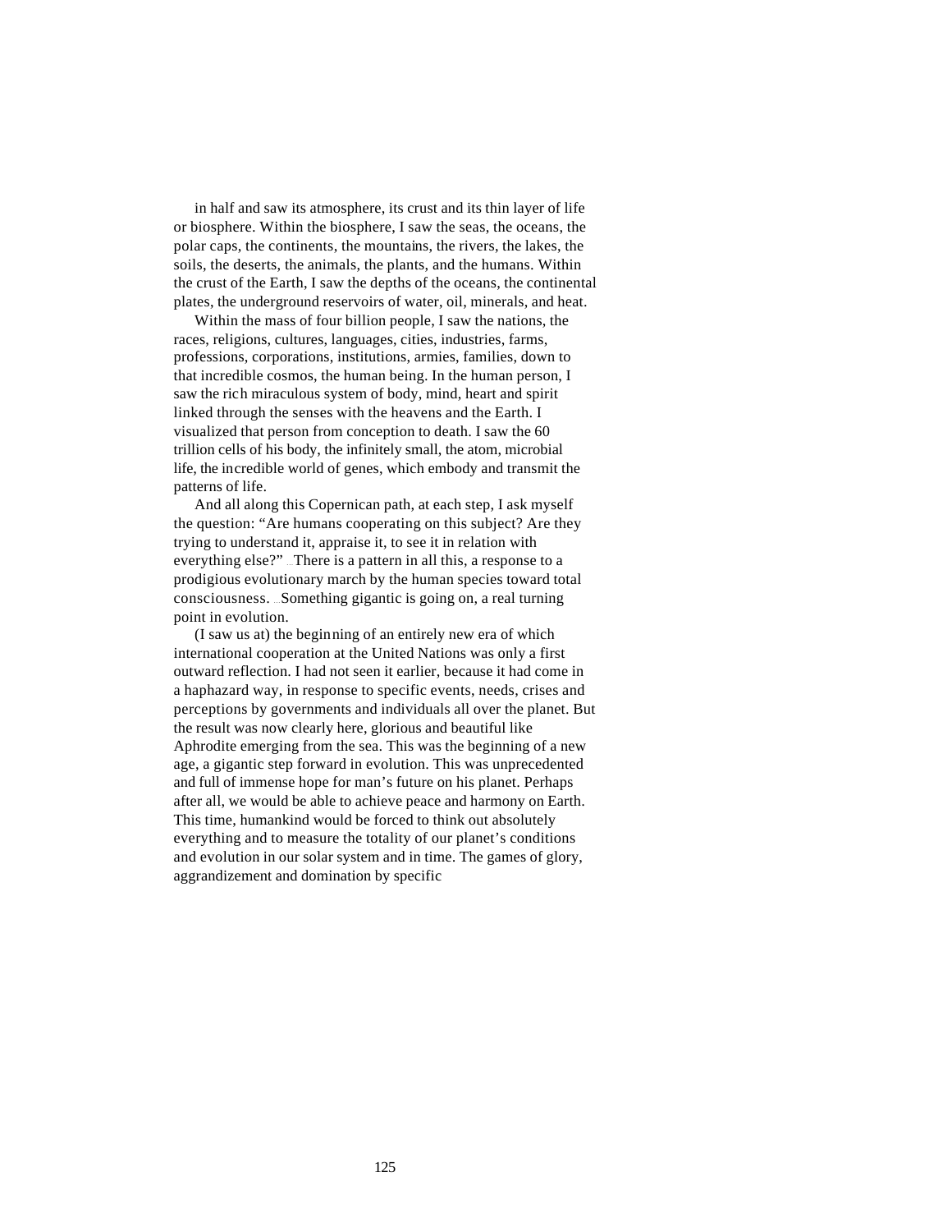in half and saw its atmosphere, its crust and its thin layer of life or biosphere. Within the biosphere, I saw the seas, the oceans, the polar caps, the continents, the mountains, the rivers, the lakes, the soils, the deserts, the animals, the plants, and the humans. Within the crust of the Earth, I saw the depths of the oceans, the continental plates, the underground reservoirs of water, oil, minerals, and heat.

Within the mass of four billion people, I saw the nations, the races, religions, cultures, languages, cities, industries, farms, professions, corporations, institutions, armies, families, down to that incredible cosmos, the human being. In the human person, I saw the rich miraculous system of body, mind, heart and spirit linked through the senses with the heavens and the Earth. I visualized that person from conception to death. I saw the 60 trillion cells of his body, the infinitely small, the atom, microbial life, the incredible world of genes, which embody and transmit the patterns of life.

And all along this Copernican path, at each step, I ask myself the question: "Are humans cooperating on this subject? Are they trying to understand it, appraise it, to see it in relation with everything else?" ...There is a pattern in all this, a response to a prodigious evolutionary march by the human species toward total consciousness. ...Something gigantic is going on, a real turning point in evolution.

(I saw us at) the beginning of an entirely new era of which international cooperation at the United Nations was only a first outward reflection. I had not seen it earlier, because it had come in a haphazard way, in response to specific events, needs, crises and perceptions by governments and individuals all over the planet. But the result was now clearly here, glorious and beautiful like Aphrodite emerging from the sea. This was the beginning of a new age, a gigantic step forward in evolution. This was unprecedented and full of immense hope for man's future on his planet. Perhaps after all, we would be able to achieve peace and harmony on Earth. This time, humankind would be forced to think out absolutely everything and to measure the totality of our planet's conditions and evolution in our solar system and in time. The games of glory, aggrandizement and domination by specific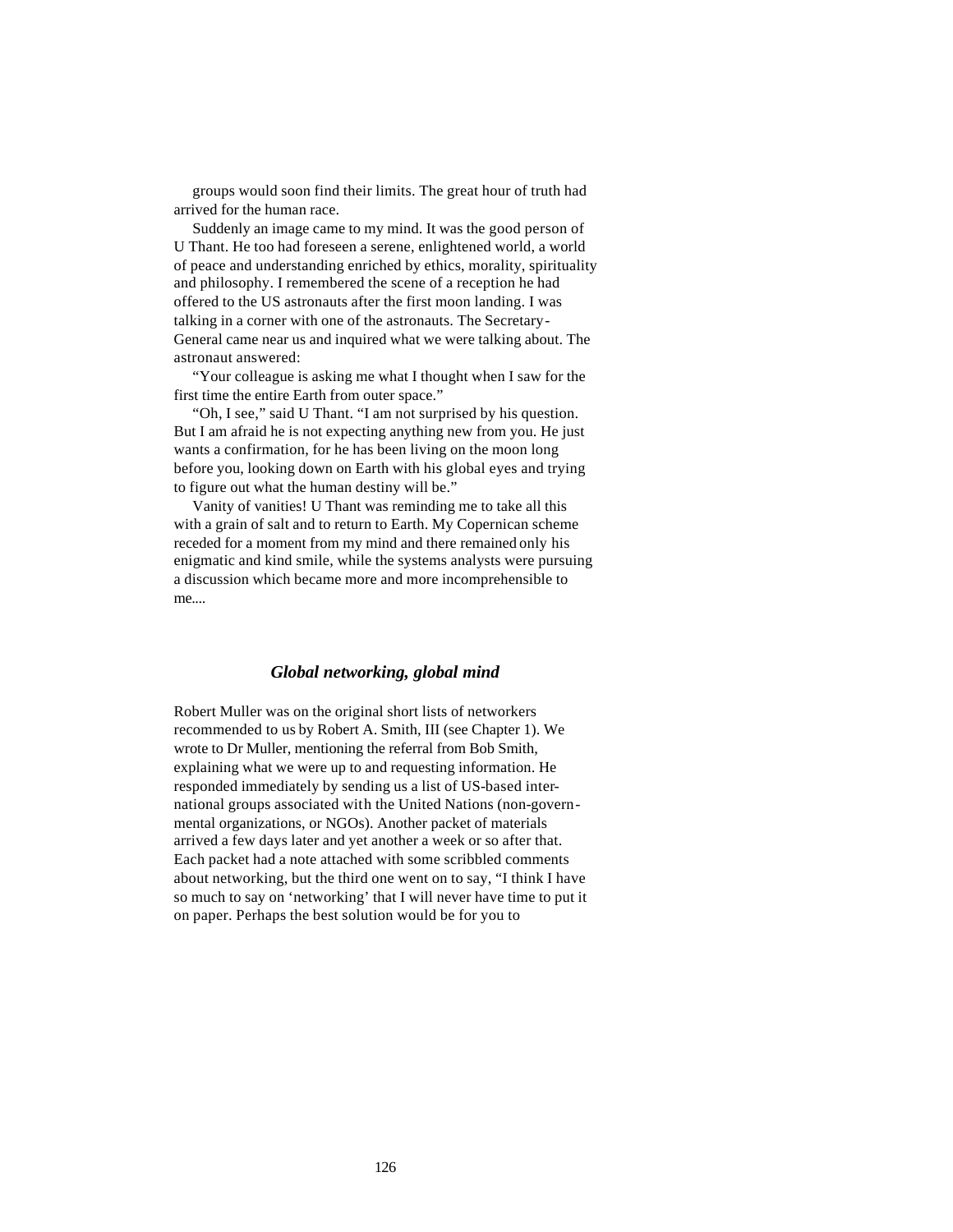groups would soon find their limits. The great hour of truth had arrived for the human race.

Suddenly an image came to my mind. It was the good person of U Thant. He too had foreseen a serene, enlightened world, a world of peace and understanding enriched by ethics, morality, spirituality and philosophy. I remembered the scene of a reception he had offered to the US astronauts after the first moon landing. I was talking in a corner with one of the astronauts. The Secretary-General came near us and inquired what we were talking about. The astronaut answered:

"Your colleague is asking me what I thought when I saw for the first time the entire Earth from outer space."

"Oh, I see," said U Thant. "I am not surprised by his question. But I am afraid he is not expecting anything new from you. He just wants a confirmation, for he has been living on the moon long before you, looking down on Earth with his global eyes and trying to figure out what the human destiny will be."

Vanity of vanities! U Thant was reminding me to take all this with a grain of salt and to return to Earth. My Copernican scheme receded for a moment from my mind and there remained only his enigmatic and kind smile, while the systems analysts were pursuing a discussion which became more and more incomprehensible to me....

### *Global networking, global mind*

Robert Muller was on the original short lists of networkers recommended to us by Robert A. Smith, III (see Chapter 1). We wrote to Dr Muller, mentioning the referral from Bob Smith, explaining what we were up to and requesting information. He responded immediately by sending us a list of US-based international groups associated with the United Nations (non-governmental organizations, or NGOs). Another packet of materials arrived a few days later and yet another a week or so after that. Each packet had a note attached with some scribbled comments about networking, but the third one went on to say, "I think I have so much to say on 'networking' that I will never have time to put it on paper. Perhaps the best solution would be for you to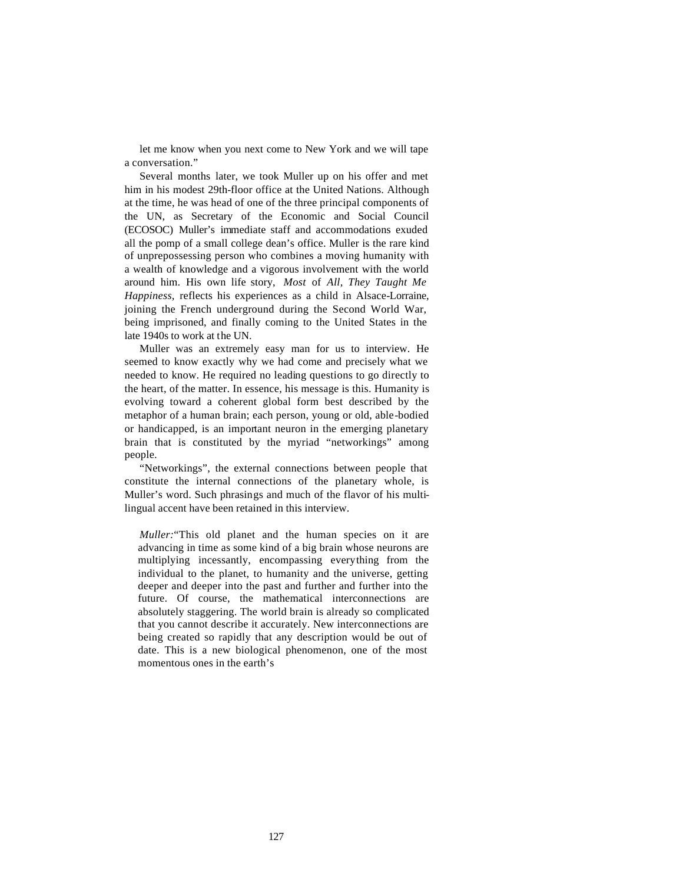let me know when you next come to New York and we will tape a conversation."

Several months later, we took Muller up on his offer and met him in his modest 29th-floor office at the United Nations. Although at the time, he was head of one of the three principal components of the UN, as Secretary of the Economic and Social Council (ECOSOC) Muller's immediate staff and accommodations exuded all the pomp of a small college dean's office. Muller is the rare kind of unprepossessing person who combines a moving humanity with a wealth of knowledge and a vigorous involvement with the world around him. His own life story, *Most* of *All, They Taught Me Happiness,* reflects his experiences as a child in Alsace-Lorraine, joining the French underground during the Second World War, being imprisoned, and finally coming to the United States in the late 1940s to work at the UN.

Muller was an extremely easy man for us to interview. He seemed to know exactly why we had come and precisely what we needed to know. He required no leading questions to go directly to the heart, of the matter. In essence, his message is this. Humanity is evolving toward a coherent global form best described by the metaphor of a human brain; each person, young or old, able-bodied or handicapped, is an important neuron in the emerging planetary brain that is constituted by the myriad "networkings" among people.

"Networkings", the external connections between people that constitute the internal connections of the planetary whole, is Muller's word. Such phrasings and much of the flavor of his multilingual accent have been retained in this interview.

> *Muller:*"This old planet and the human species on it are advancing in time as some kind of a big brain whose neurons are multiplying incessantly, encompassing everything from the individual to the planet, to humanity and the universe, getting deeper and deeper into the past and further and further into the future. Of course, the mathematical interconnections are absolutely staggering. The world brain is already so complicated that you cannot describe it accurately. New interconnections are being created so rapidly that any description would be out of date. This is a new biological phenomenon, one of the most momentous ones in the earth's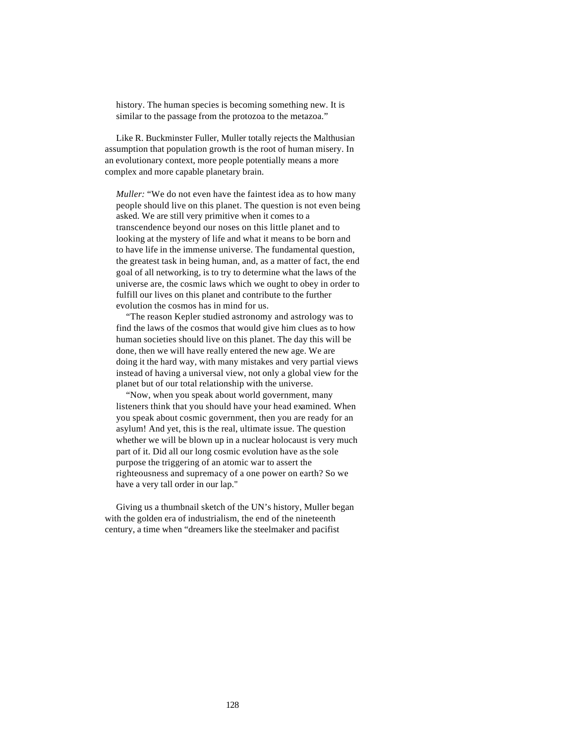history. The human species is becoming something new. It is similar to the passage from the protozoa to the metazoa."

Like R. Buckminster Fuller, Muller totally rejects the Malthusian assumption that population growth is the root of human misery. In an evolutionary context, more people potentially means a more complex and more capable planetary brain.

> *Muller:* "We do not even have the faintest idea as to how many people should live on this planet. The question is not even being asked. We are still very primitive when it comes to a transcendence beyond our noses on this little planet and to looking at the mystery of life and what it means to be born and to have life in the immense universe. The fundamental question, the greatest task in being human, and, as a matter of fact, the end goal of all networking, is to try to determine what the laws of the universe are, the cosmic laws which we ought to obey in order to fulfill our lives on this planet and contribute to the further evolution the cosmos has in mind for us.
>
> "The reason Kepler studied astronomy and astrology was to find the laws of the cosmos that would give him clues as to how human societies should live on this planet. The day this will be done, then we will have really entered the new age. We are doing it the hard way, with many mistakes and very partial views instead of having a universal view, not only a global view for the planet but of our total relationship with the universe.
>
> "Now, when you speak about world government, many listeners think that you should have your head examined. When you speak about cosmic government, then you are ready for an asylum! And yet, this is the real, ultimate issue. The question whether we will be blown up in a nuclear holocaust is very much part of it. Did all our long cosmic evolution have as the sole purpose the triggering of an atomic war to assert the righteousness and supremacy of a one power on earth? So we have a very tall order in our lap."

Giving us a thumbnail sketch of the UN's history, Muller began with the golden era of industrialism, the end of the nineteenth century, a time when "dreamers like the steelmaker and pacifist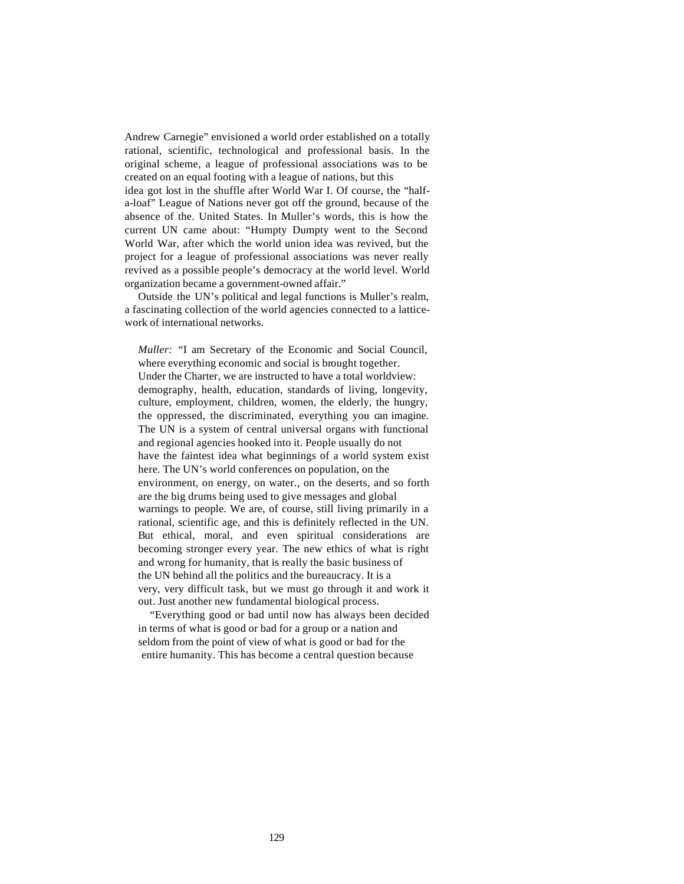Andrew Carnegie" envisioned a world order established on a totally rational, scientific, technological and professional basis. In the original scheme, a league of professional associations was to be created on an equal footing with a league of nations, but this idea got lost in the shuffle after World War I. Of course, the "half-a-loaf" League of Nations never got off the ground, because of the absence of the. United States. In Muller's words, this is how the current UN came about: "Humpty Dumpty went to the Second World War, after which the world union idea was revived, but the project for a league of professional associations was never really revived as a possible people's democracy at the world level. World organization became a government-owned affair."

Outside the UN's political and legal functions is Muller's realm, a fascinating collection of the world agencies connected to a lattice-work of international networks.

> *Muller:* "I am Secretary of the Economic and Social Council, where everything economic and social is brought together. Under the Charter, we are instructed to have a total worldview: demography, health, education, standards of living, longevity, culture, employment, children, women, the elderly, the hungry, the oppressed, the discriminated, everything you can imagine. The UN is a system of central universal organs with functional and regional agencies hooked into it. People usually do not have the faintest idea what beginnings of a world system exist here. The UN's world conferences on population, on the environment, on energy, on water., on the deserts, and so forth are the big drums being used to give messages and global warnings to people. We are, of course, still living primarily in a rational, scientific age, and this is definitely reflected in the UN. But ethical, moral, and even spiritual considerations are becoming stronger every year. The new ethics of what is right and wrong for humanity, that is really the basic business of the UN behind all the politics and the bureaucracy. It is a very, very difficult task, but we must go through it and work it out. Just another new fundamental biological process.
>
> "Everything good or bad until now has always been decided in terms of what is good or bad for a group or a nation and seldom from the point of view of what is good or bad for the entire humanity. This has become a central question because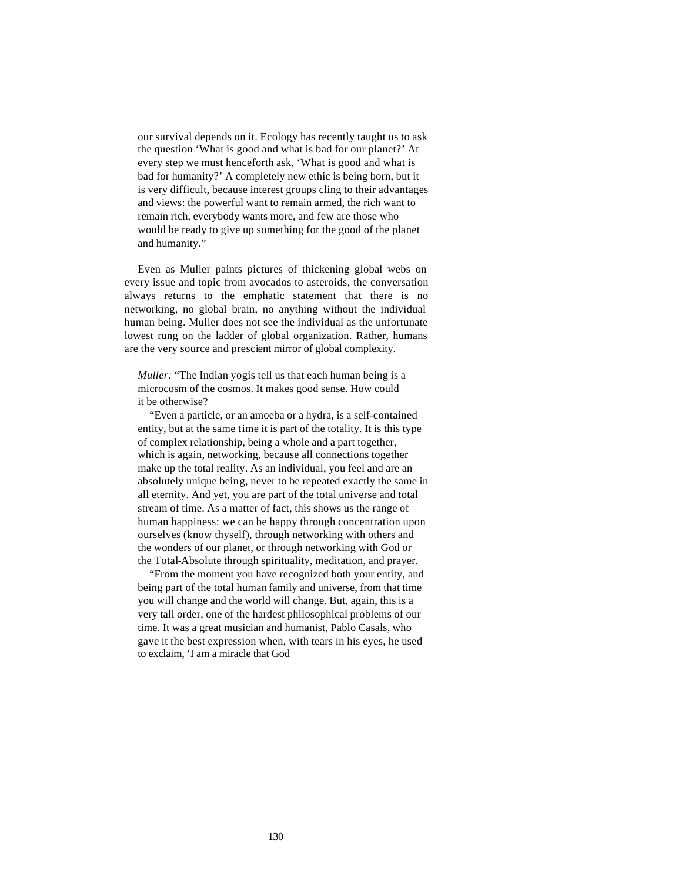our survival depends on it. Ecology has recently taught us to ask the question 'What is good and what is bad for our planet?' At every step we must henceforth ask, 'What is good and what is bad for humanity?' A completely new ethic is being born, but it is very difficult, because interest groups cling to their advantages and views: the powerful want to remain armed, the rich want to remain rich, everybody wants more, and few are those who would be ready to give up something for the good of the planet and humanity."

Even as Muller paints pictures of thickening global webs on every issue and topic from avocados to asteroids, the conversation always returns to the emphatic statement that there is no networking, no global brain, no anything without the individual human being. Muller does not see the individual as the unfortunate lowest rung on the ladder of global organization. Rather, humans are the very source and prescient mirror of global complexity.

*Muller:* "The Indian yogis tell us that each human being is a microcosm of the cosmos. It makes good sense. How could it be otherwise?

"Even a particle, or an amoeba or a hydra, is a self-contained entity, but at the same time it is part of the totality. It is this type of complex relationship, being a whole and a part together, which is again, networking, because all connections together make up the total reality. As an individual, you feel and are an absolutely unique being, never to be repeated exactly the same in all eternity. And yet, you are part of the total universe and total stream of time. As a matter of fact, this shows us the range of human happiness: we can be happy through concentration upon ourselves (know thyself), through networking with others and the wonders of our planet, or through networking with God or the Total-Absolute through spirituality, meditation, and prayer.

"From the moment you have recognized both your entity, and being part of the total human family and universe, from that time you will change and the world will change. But, again, this is a very tall order, one of the hardest philosophical problems of our time. It was a great musician and humanist, Pablo Casals, who gave it the best expression when, with tears in his eyes, he used to exclaim, 'I am a miracle that God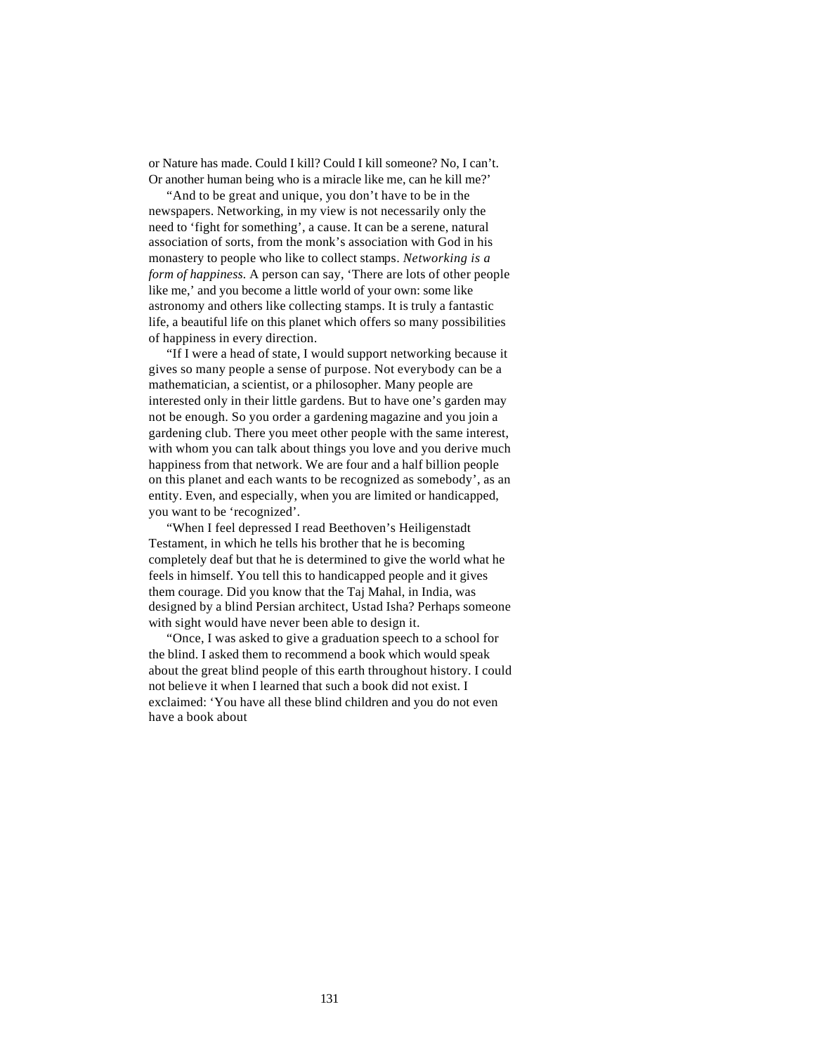or Nature has made. Could I kill? Could I kill someone? No, I can't. Or another human being who is a miracle like me, can he kill me?'

"And to be great and unique, you don't have to be in the newspapers. Networking, in my view is not necessarily only the need to 'fight for something', a cause. It can be a serene, natural association of sorts, from the monk's association with God in his monastery to people who like to collect stamps. *Networking is a form of happiness.* A person can say, 'There are lots of other people like me,' and you become a little world of your own: some like astronomy and others like collecting stamps. It is truly a fantastic life, a beautiful life on this planet which offers so many possibilities of happiness in every direction.

"If I were a head of state, I would support networking because it gives so many people a sense of purpose. Not everybody can be a mathematician, a scientist, or a philosopher. Many people are interested only in their little gardens. But to have one's garden may not be enough. So you order a gardening magazine and you join a gardening club. There you meet other people with the same interest, with whom you can talk about things you love and you derive much happiness from that network. We are four and a half billion people on this planet and each wants to be recognized as somebody', as an entity. Even, and especially, when you are limited or handicapped, you want to be 'recognized'.

"When I feel depressed I read Beethoven's Heiligenstadt Testament, in which he tells his brother that he is becoming completely deaf but that he is determined to give the world what he feels in himself. You tell this to handicapped people and it gives them courage. Did you know that the Taj Mahal, in India, was designed by a blind Persian architect, Ustad Isha? Perhaps someone with sight would have never been able to design it.

"Once, I was asked to give a graduation speech to a school for the blind. I asked them to recommend a book which would speak about the great blind people of this earth throughout history. I could not believe it when I learned that such a book did not exist. I exclaimed: 'You have all these blind children and you do not even have a book about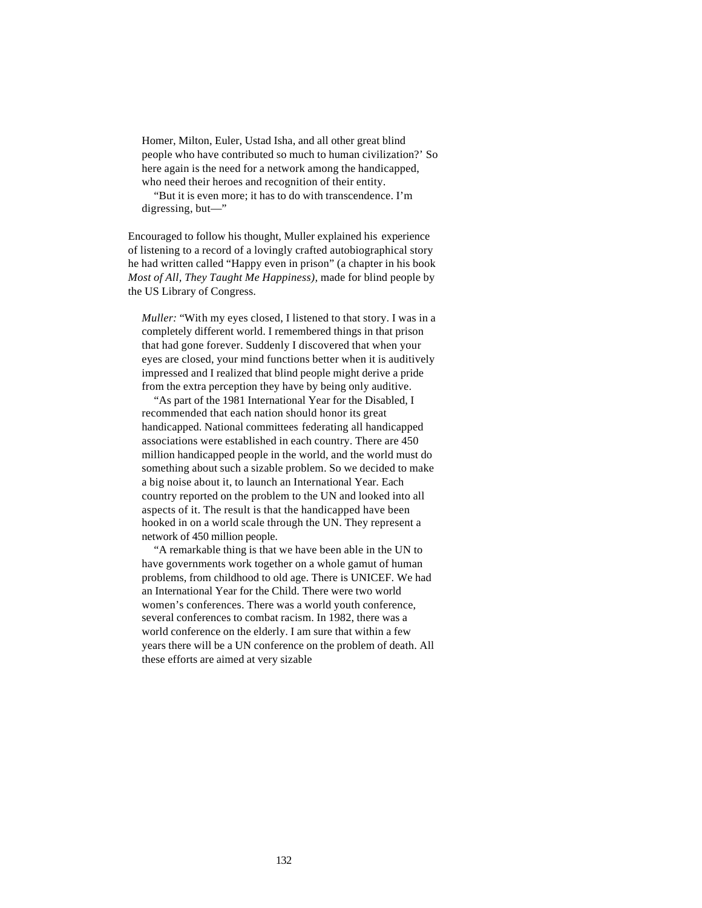Homer, Milton, Euler, Ustad Isha, and all other great blind people who have contributed so much to human civilization?' So here again is the need for a network among the handicapped, who need their heroes and recognition of their entity.

"But it is even more; it has to do with transcendence. I'm digressing, but—"

Encouraged to follow his thought, Muller explained his experience of listening to a record of a lovingly crafted autobiographical story he had written called "Happy even in prison" (a chapter in his book *Most of All, They Taught Me Happiness),* made for blind people by the US Library of Congress.

*Muller:* "With my eyes closed, I listened to that story. I was in a completely different world. I remembered things in that prison that had gone forever. Suddenly I discovered that when your eyes are closed, your mind functions better when it is auditively impressed and I realized that blind people might derive a pride from the extra perception they have by being only auditive.

"As part of the 1981 International Year for the Disabled, I recommended that each nation should honor its great handicapped. National committees federating all handicapped associations were established in each country. There are 450 million handicapped people in the world, and the world must do something about such a sizable problem. So we decided to make a big noise about it, to launch an International Year. Each country reported on the problem to the UN and looked into all aspects of it. The result is that the handicapped have been hooked in on a world scale through the UN. They represent a network of 450 million people.

"A remarkable thing is that we have been able in the UN to have governments work together on a whole gamut of human problems, from childhood to old age. There is UNICEF. We had an International Year for the Child. There were two world women's conferences. There was a world youth conference, several conferences to combat racism. In 1982, there was a world conference on the elderly. I am sure that within a few years there will be a UN conference on the problem of death. All these efforts are aimed at very sizable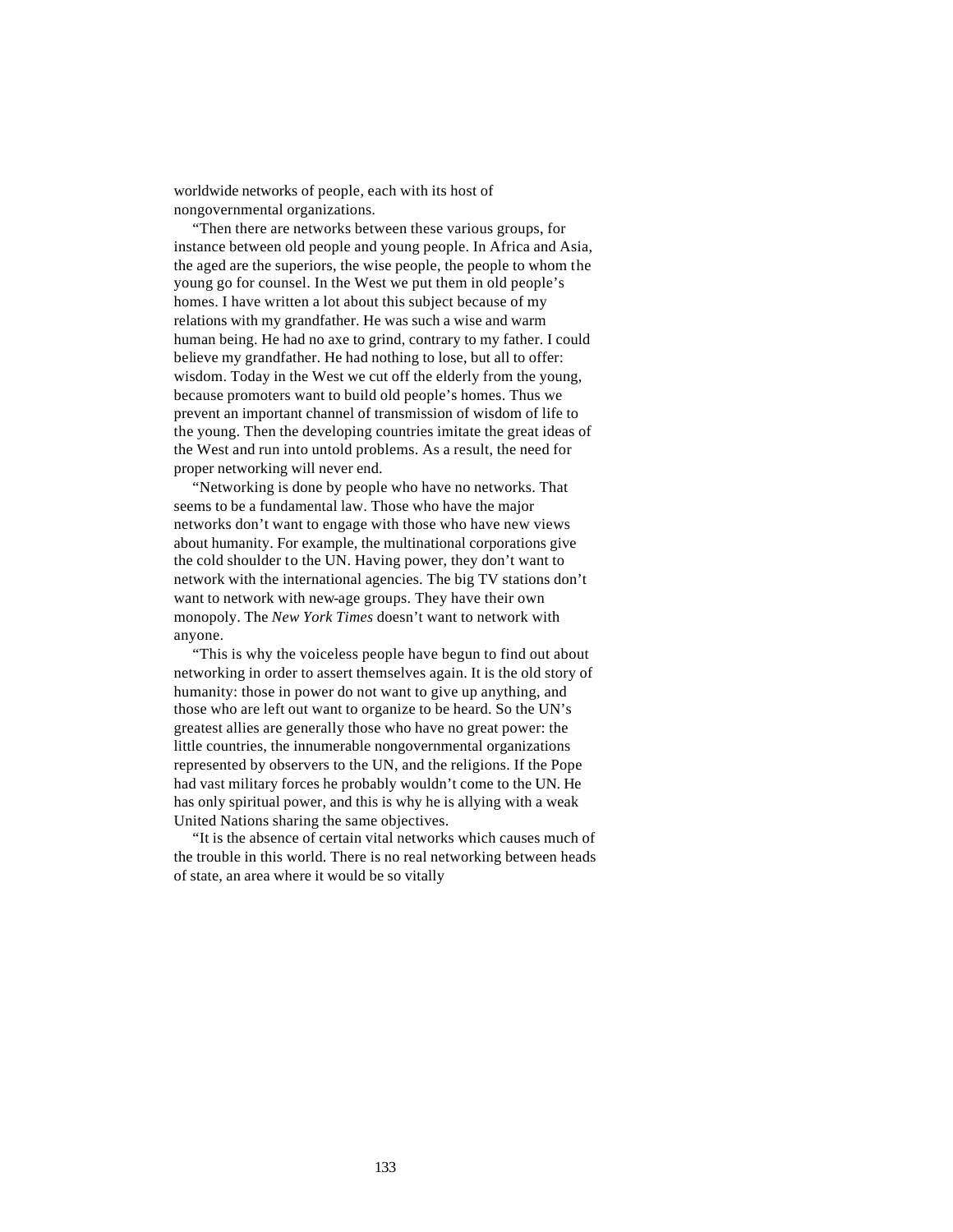worldwide networks of people, each with its host of nongovernmental organizations.

"Then there are networks between these various groups, for instance between old people and young people. In Africa and Asia, the aged are the superiors, the wise people, the people to whom the young go for counsel. In the West we put them in old people's homes. I have written a lot about this subject because of my relations with my grandfather. He was such a wise and warm human being. He had no axe to grind, contrary to my father. I could believe my grandfather. He had nothing to lose, but all to offer: wisdom. Today in the West we cut off the elderly from the young, because promoters want to build old people's homes. Thus we prevent an important channel of transmission of wisdom of life to the young. Then the developing countries imitate the great ideas of the West and run into untold problems. As a result, the need for proper networking will never end.

"Networking is done by people who have no networks. That seems to be a fundamental law. Those who have the major networks don't want to engage with those who have new views about humanity. For example, the multinational corporations give the cold shoulder to the UN. Having power, they don't want to network with the international agencies. The big TV stations don't want to network with new-age groups. They have their own monopoly. The *New York Times* doesn't want to network with anyone.

"This is why the voiceless people have begun to find out about networking in order to assert themselves again. It is the old story of humanity: those in power do not want to give up anything, and those who are left out want to organize to be heard. So the UN's greatest allies are generally those who have no great power: the little countries, the innumerable nongovernmental organizations represented by observers to the UN, and the religions. If the Pope had vast military forces he probably wouldn't come to the UN. He has only spiritual power, and this is why he is allying with a weak United Nations sharing the same objectives.

"It is the absence of certain vital networks which causes much of the trouble in this world. There is no real networking between heads of state, an area where it would be so vitally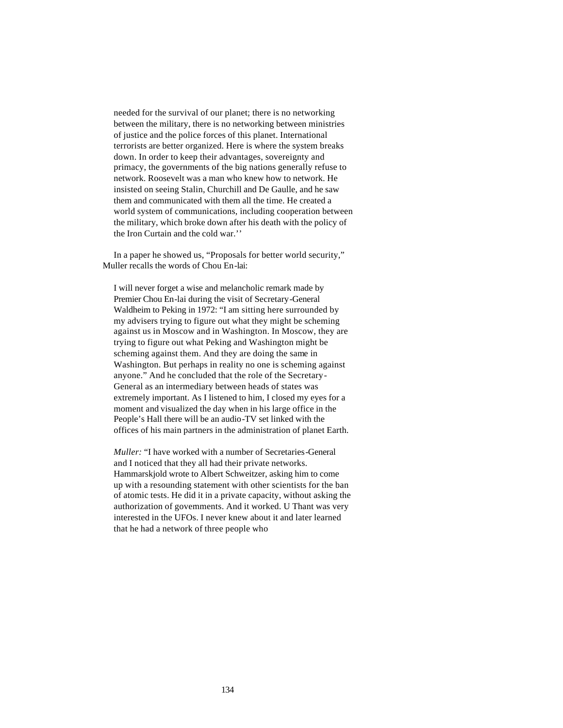needed for the survival of our planet; there is no networking between the military, there is no networking between ministries of justice and the police forces of this planet. International terrorists are better organized. Here is where the system breaks down. In order to keep their advantages, sovereignty and primacy, the governments of the big nations generally refuse to network. Roosevelt was a man who knew how to network. He insisted on seeing Stalin, Churchill and De Gaulle, and he saw them and communicated with them all the time. He created a world system of communications, including cooperation between the military, which broke down after his death with the policy of the Iron Curtain and the cold war.''

In a paper he showed us, "Proposals for better world security," Muller recalls the words of Chou En-lai:

> I will never forget a wise and melancholic remark made by Premier Chou En-lai during the visit of Secretary-General Waldheim to Peking in 1972: "I am sitting here surrounded by my advisers trying to figure out what they might be scheming against us in Moscow and in Washington. In Moscow, they are trying to figure out what Peking and Washington might be scheming against them. And they are doing the same in Washington. But perhaps in reality no one is scheming against anyone." And he concluded that the role of the Secretary-General as an intermediary between heads of states was extremely important. As I listened to him, I closed my eyes for a moment and visualized the day when in his large office in the People's Hall there will be an audio-TV set linked with the offices of his main partners in the administration of planet Earth.

*Muller:* "I have worked with a number of Secretaries-General and I noticed that they all had their private networks. Hammarskjold wrote to Albert Schweitzer, asking him to come up with a resounding statement with other scientists for the ban of atomic tests. He did it in a private capacity, without asking the authorization of governments. And it worked. U Thant was very interested in the UFOs. I never knew about it and later learned that he had a network of three people who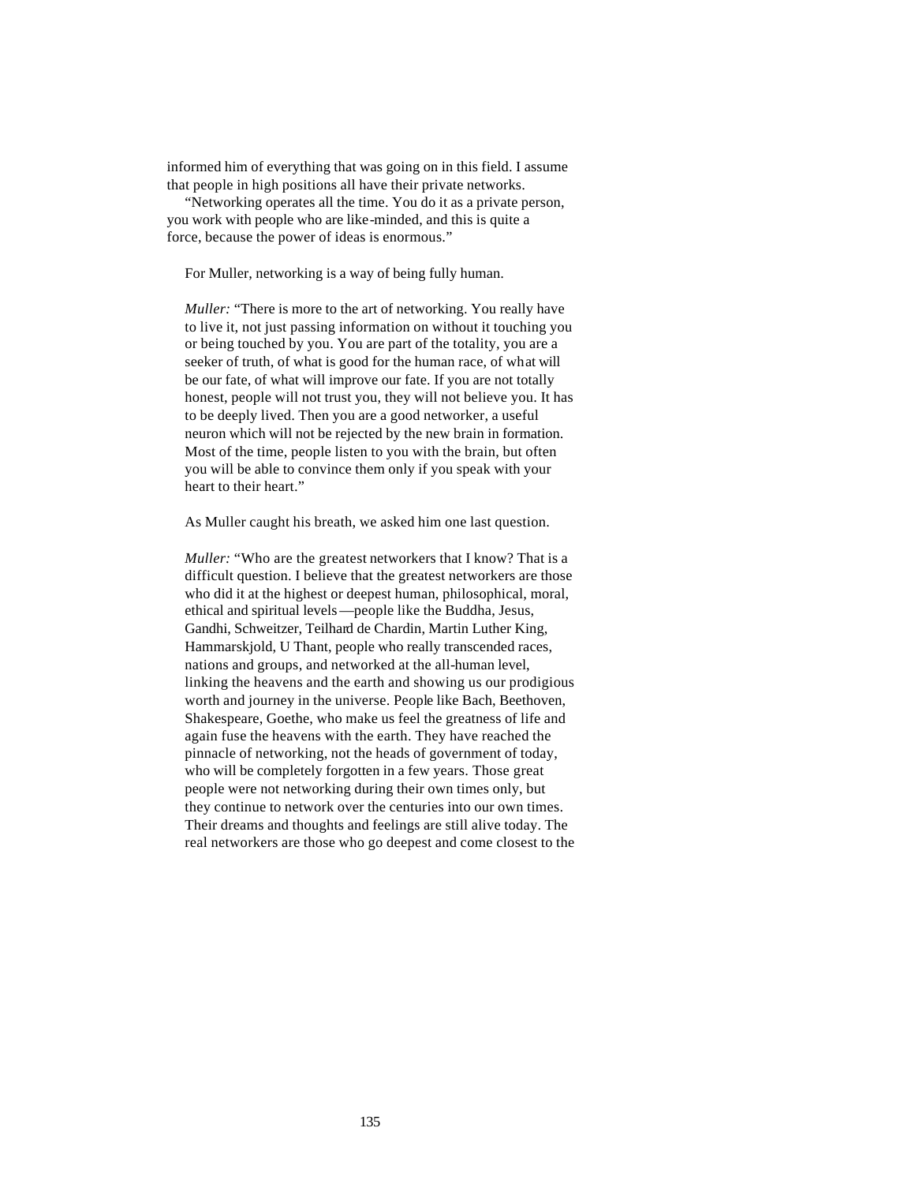informed him of everything that was going on in this field. I assume that people in high positions all have their private networks.

"Networking operates all the time. You do it as a private person, you work with people who are like-minded, and this is quite a force, because the power of ideas is enormous."

For Muller, networking is a way of being fully human.

*Muller:* "There is more to the art of networking. You really have to live it, not just passing information on without it touching you or being touched by you. You are part of the totality, you are a seeker of truth, of what is good for the human race, of what will be our fate, of what will improve our fate. If you are not totally honest, people will not trust you, they will not believe you. It has to be deeply lived. Then you are a good networker, a useful neuron which will not be rejected by the new brain in formation. Most of the time, people listen to you with the brain, but often you will be able to convince them only if you speak with your heart to their heart."

As Muller caught his breath, we asked him one last question.

*Muller:* "Who are the greatest networkers that I know? That is a difficult question. I believe that the greatest networkers are those who did it at the highest or deepest human, philosophical, moral, ethical and spiritual levels—people like the Buddha, Jesus, Gandhi, Schweitzer, Teilhard de Chardin, Martin Luther King, Hammarskjold, U Thant, people who really transcended races, nations and groups, and networked at the all-human level, linking the heavens and the earth and showing us our prodigious worth and journey in the universe. People like Bach, Beethoven, Shakespeare, Goethe, who make us feel the greatness of life and again fuse the heavens with the earth. They have reached the pinnacle of networking, not the heads of government of today, who will be completely forgotten in a few years. Those great people were not networking during their own times only, but they continue to network over the centuries into our own times. Their dreams and thoughts and feelings are still alive today. The real networkers are those who go deepest and come closest to the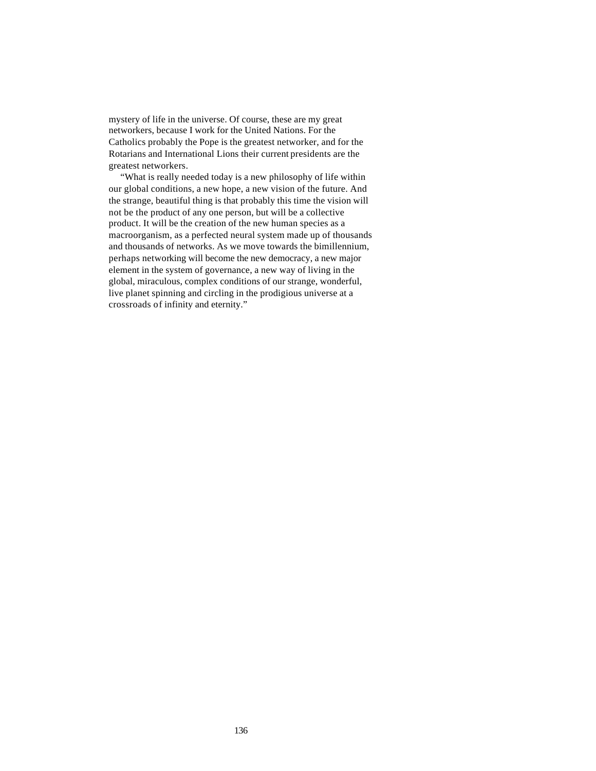mystery of life in the universe. Of course, these are my great networkers, because I work for the United Nations. For the Catholics probably the Pope is the greatest networker, and for the Rotarians and International Lions their current presidents are the greatest networkers.

"What is really needed today is a new philosophy of life within our global conditions, a new hope, a new vision of the future. And the strange, beautiful thing is that probably this time the vision will not be the product of any one person, but will be a collective product. It will be the creation of the new human species as a macroorganism, as a perfected neural system made up of thousands and thousands of networks. As we move towards the bimillennium, perhaps networking will become the new democracy, a new major element in the system of governance, a new way of living in the global, miraculous, complex conditions of our strange, wonderful, live planet spinning and circling in the prodigious universe at a crossroads of infinity and eternity."